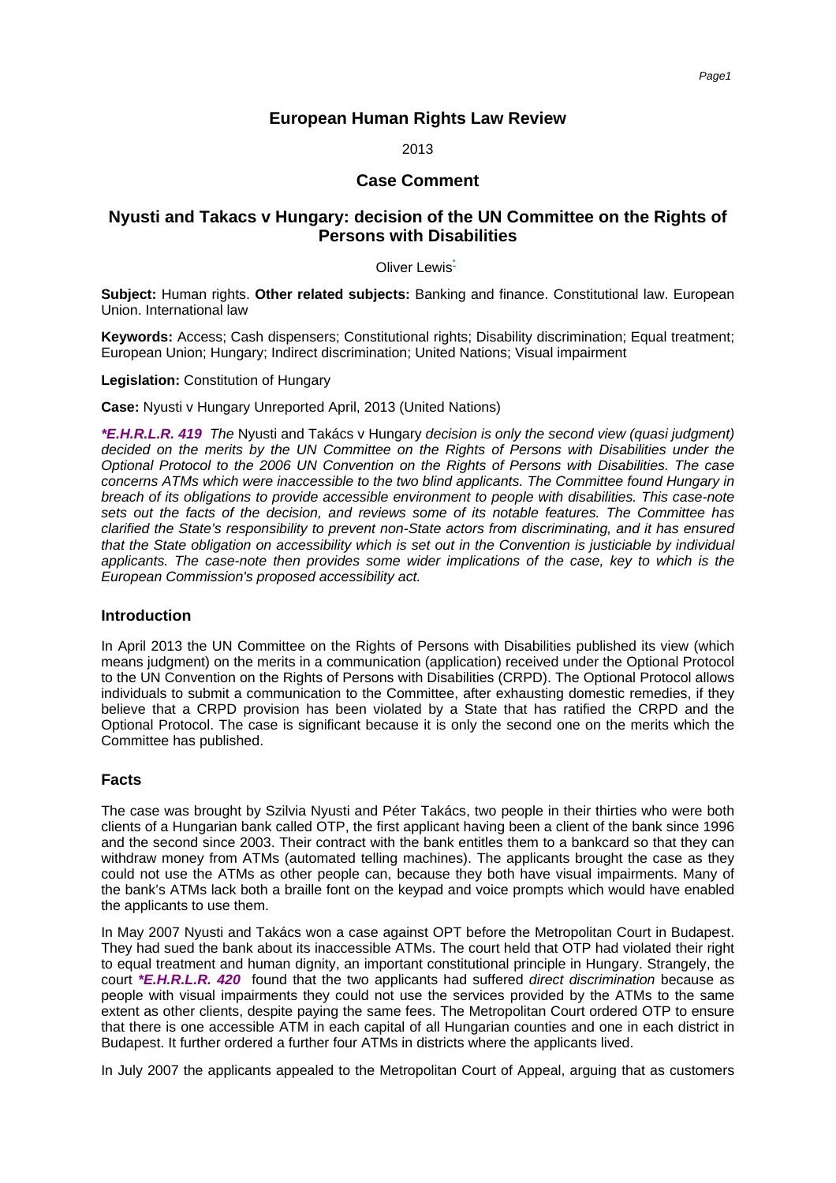# European Human Rights Law Review

2013

## Case Comment

## Nyusti and Takacs v Hungary: decision of the UN Committee on the Rights of Persons with Disabilities

Oliver Lewis[*]

**Subject:** Human rights. **Other related subjects:** Banking and finance. Constitutional law. European Union. International law

**Keywords:** Access; Cash dispensers; Constitutional rights; Disability discrimination; Equal treatment; European Union; Hungary; Indirect discrimination; United Nations; Visual impairment

**Legislation:** Constitution of Hungary

**Case:** Nyusti v Hungary Unreported April, 2013 (United Nations)

***E.H.R.L.R. 419*** *The* Nyusti and Takács v Hungary *decision is only the second view (quasi judgment) decided on the merits by the UN Committee on the Rights of Persons with Disabilities under the Optional Protocol to the 2006 UN Convention on the Rights of Persons with Disabilities. The case concerns ATMs which were inaccessible to the two blind applicants. The Committee found Hungary in breach of its obligations to provide accessible environment to people with disabilities. This case-note sets out the facts of the decision, and reviews some of its notable features. The Committee has clarified the State's responsibility to prevent non-State actors from discriminating, and it has ensured that the State obligation on accessibility which is set out in the Convention is justiciable by individual applicants. The case-note then provides some wider implications of the case, key to which is the European Commission's proposed accessibility act.*

### Introduction

In April 2013 the UN Committee on the Rights of Persons with Disabilities published its view (which means judgment) on the merits in a communication (application) received under the Optional Protocol to the UN Convention on the Rights of Persons with Disabilities (CRPD). The Optional Protocol allows individuals to submit a communication to the Committee, after exhausting domestic remedies, if they believe that a CRPD provision has been violated by a State that has ratified the CRPD and the Optional Protocol. The case is significant because it is only the second one on the merits which the Committee has published.

### Facts

The case was brought by Szilvia Nyusti and Péter Takács, two people in their thirties who were both clients of a Hungarian bank called OTP, the first applicant having been a client of the bank since 1996 and the second since 2003. Their contract with the bank entitles them to a bankcard so that they can withdraw money from ATMs (automated telling machines). The applicants brought the case as they could not use the ATMs as other people can, because they both have visual impairments. Many of the bank's ATMs lack both a braille font on the keypad and voice prompts which would have enabled the applicants to use them.

In May 2007 Nyusti and Takács won a case against OPT before the Metropolitan Court in Budapest. They had sued the bank about its inaccessible ATMs. The court held that OTP had violated their right to equal treatment and human dignity, an important constitutional principle in Hungary. Strangely, the court ***E.H.R.L.R. 420*** found that the two applicants had suffered *direct discrimination* because as people with visual impairments they could not use the services provided by the ATMs to the same extent as other clients, despite paying the same fees. The Metropolitan Court ordered OTP to ensure that there is one accessible ATM in each capital of all Hungarian counties and one in each district in Budapest. It further ordered a further four ATMs in districts where the applicants lived.

In July 2007 the applicants appealed to the Metropolitan Court of Appeal, arguing that as customers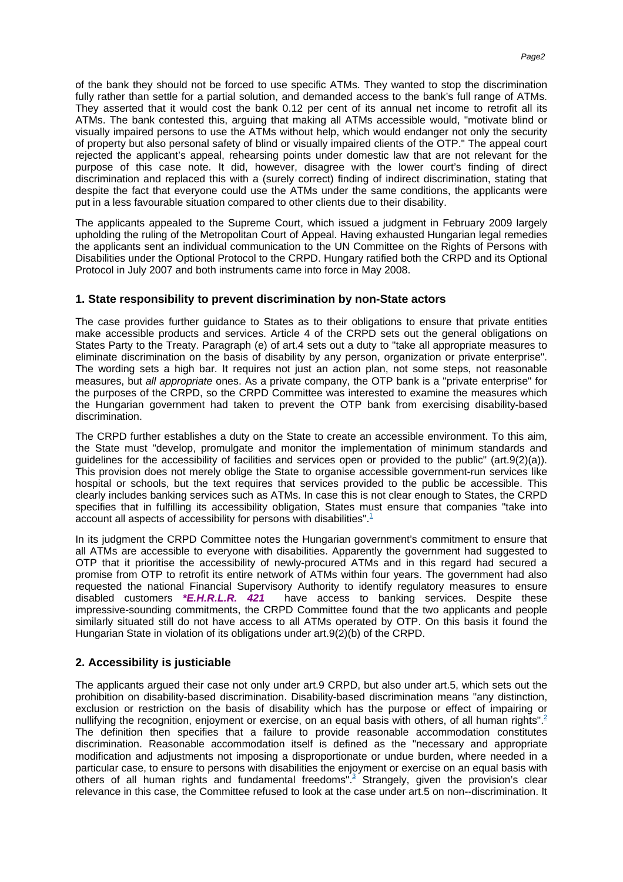of the bank they should not be forced to use specific ATMs. They wanted to stop the discrimination fully rather than settle for a partial solution, and demanded access to the bank's full range of ATMs. They asserted that it would cost the bank 0.12 per cent of its annual net income to retrofit all its ATMs. The bank contested this, arguing that making all ATMs accessible would, "motivate blind or visually impaired persons to use the ATMs without help, which would endanger not only the security of property but also personal safety of blind or visually impaired clients of the OTP." The appeal court rejected the applicant's appeal, rehearsing points under domestic law that are not relevant for the purpose of this case note. It did, however, disagree with the lower court's finding of direct discrimination and replaced this with a (surely correct) finding of indirect discrimination, stating that despite the fact that everyone could use the ATMs under the same conditions, the applicants were put in a less favourable situation compared to other clients due to their disability.

The applicants appealed to the Supreme Court, which issued a judgment in February 2009 largely upholding the ruling of the Metropolitan Court of Appeal. Having exhausted Hungarian legal remedies the applicants sent an individual communication to the UN Committee on the Rights of Persons with Disabilities under the Optional Protocol to the CRPD. Hungary ratified both the CRPD and its Optional Protocol in July 2007 and both instruments came into force in May 2008.

## 1. State responsibility to prevent discrimination by non-State actors

The case provides further guidance to States as to their obligations to ensure that private entities make accessible products and services. Article 4 of the CRPD sets out the general obligations on States Party to the Treaty. Paragraph (e) of art.4 sets out a duty to "take all appropriate measures to eliminate discrimination on the basis of disability by any person, organization or private enterprise". The wording sets a high bar. It requires not just an action plan, not some steps, not reasonable measures, but *all appropriate* ones. As a private company, the OTP bank is a "private enterprise" for the purposes of the CRPD, so the CRPD Committee was interested to examine the measures which the Hungarian government had taken to prevent the OTP bank from exercising disability-based discrimination.

The CRPD further establishes a duty on the State to create an accessible environment. To this aim, the State must "develop, promulgate and monitor the implementation of minimum standards and guidelines for the accessibility of facilities and services open or provided to the public" (art.9(2)(a)). This provision does not merely oblige the State to organise accessible government-run services like hospital or schools, but the text requires that services provided to the public be accessible. This clearly includes banking services such as ATMs. In case this is not clear enough to States, the CRPD specifies that in fulfilling its accessibility obligation, States must ensure that companies "take into account all aspects of accessibility for persons with disabilities".[1]

In its judgment the CRPD Committee notes the Hungarian government's commitment to ensure that all ATMs are accessible to everyone with disabilities. Apparently the government had suggested to OTP that it prioritise the accessibility of newly-procured ATMs and in this regard had secured a promise from OTP to retrofit its entire network of ATMs within four years. The government had also requested the national Financial Supervisory Authority to identify regulatory measures to ensure disabled customers ***E.H.R.L.R. 421*** have access to banking services. Despite these impressive-sounding commitments, the CRPD Committee found that the two applicants and people similarly situated still do not have access to all ATMs operated by OTP. On this basis it found the Hungarian State in violation of its obligations under art.9(2)(b) of the CRPD.

## 2. Accessibility is justiciable

The applicants argued their case not only under art.9 CRPD, but also under art.5, which sets out the prohibition on disability-based discrimination. Disability-based discrimination means "any distinction, exclusion or restriction on the basis of disability which has the purpose or effect of impairing or nullifying the recognition, enjoyment or exercise, on an equal basis with others, of all human rights".[2] The definition then specifies that a failure to provide reasonable accommodation constitutes discrimination. Reasonable accommodation itself is defined as the "necessary and appropriate modification and adjustments not imposing a disproportionate or undue burden, where needed in a particular case, to ensure to persons with disabilities the enjoyment or exercise on an equal basis with others of all human rights and fundamental freedoms".[3] Strangely, given the provision's clear relevance in this case, the Committee refused to look at the case under art.5 on non--discrimination. It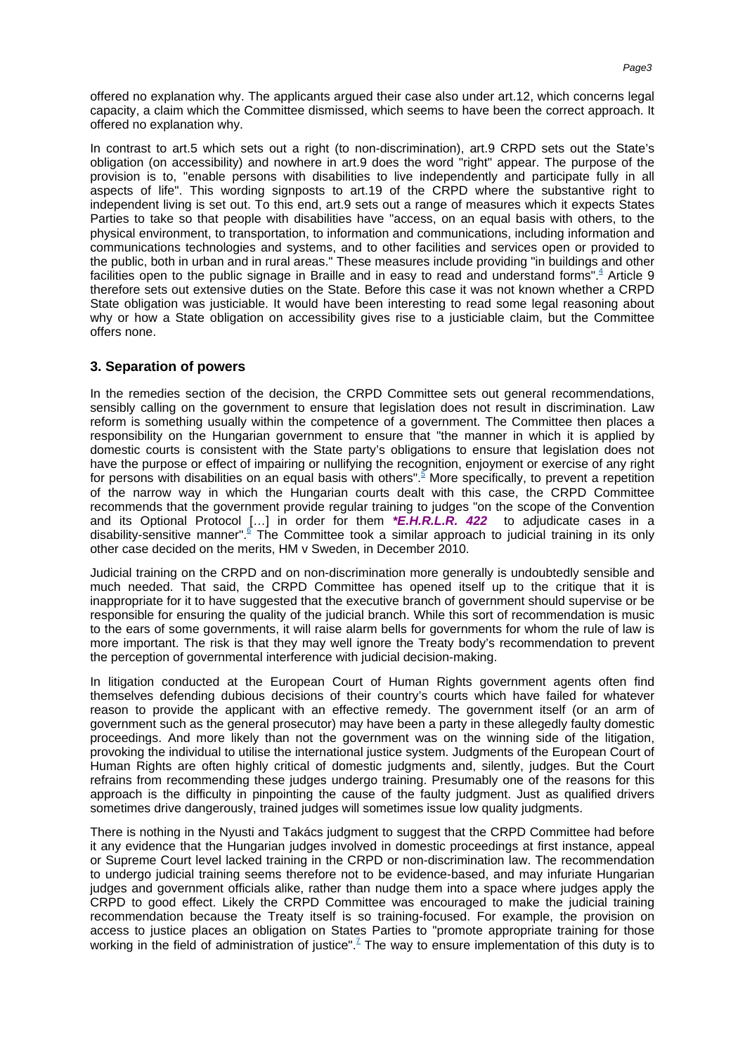offered no explanation why. The applicants argued their case also under art.12, which concerns legal capacity, a claim which the Committee dismissed, which seems to have been the correct approach. It offered no explanation why.

In contrast to art.5 which sets out a right (to non-discrimination), art.9 CRPD sets out the State's obligation (on accessibility) and nowhere in art.9 does the word "right" appear. The purpose of the provision is to, "enable persons with disabilities to live independently and participate fully in all aspects of life". This wording signposts to art.19 of the CRPD where the substantive right to independent living is set out. To this end, art.9 sets out a range of measures which it expects States Parties to take so that people with disabilities have "access, on an equal basis with others, to the physical environment, to transportation, to information and communications, including information and communications technologies and systems, and to other facilities and services open or provided to the public, both in urban and in rural areas." These measures include providing "in buildings and other facilities open to the public signage in Braille and in easy to read and understand forms".[4] Article 9 therefore sets out extensive duties on the State. Before this case it was not known whether a CRPD State obligation was justiciable. It would have been interesting to read some legal reasoning about why or how a State obligation on accessibility gives rise to a justiciable claim, but the Committee offers none.

### 3. Separation of powers

In the remedies section of the decision, the CRPD Committee sets out general recommendations, sensibly calling on the government to ensure that legislation does not result in discrimination. Law reform is something usually within the competence of a government. The Committee then places a responsibility on the Hungarian government to ensure that "the manner in which it is applied by domestic courts is consistent with the State party's obligations to ensure that legislation does not have the purpose or effect of impairing or nullifying the recognition, enjoyment or exercise of any right for persons with disabilities on an equal basis with others".[5] More specifically, to prevent a repetition of the narrow way in which the Hungarian courts dealt with this case, the CRPD Committee recommends that the government provide regular training to judges "on the scope of the Convention and its Optional Protocol […] in order for them ***E.H.R.L.R. 422*** to adjudicate cases in a disability-sensitive manner".[6] The Committee took a similar approach to judicial training in its only other case decided on the merits, HM v Sweden, in December 2010.

Judicial training on the CRPD and on non-discrimination more generally is undoubtedly sensible and much needed. That said, the CRPD Committee has opened itself up to the critique that it is inappropriate for it to have suggested that the executive branch of government should supervise or be responsible for ensuring the quality of the judicial branch. While this sort of recommendation is music to the ears of some governments, it will raise alarm bells for governments for whom the rule of law is more important. The risk is that they may well ignore the Treaty body's recommendation to prevent the perception of governmental interference with judicial decision-making.

In litigation conducted at the European Court of Human Rights government agents often find themselves defending dubious decisions of their country's courts which have failed for whatever reason to provide the applicant with an effective remedy. The government itself (or an arm of government such as the general prosecutor) may have been a party in these allegedly faulty domestic proceedings. And more likely than not the government was on the winning side of the litigation, provoking the individual to utilise the international justice system. Judgments of the European Court of Human Rights are often highly critical of domestic judgments and, silently, judges. But the Court refrains from recommending these judges undergo training. Presumably one of the reasons for this approach is the difficulty in pinpointing the cause of the faulty judgment. Just as qualified drivers sometimes drive dangerously, trained judges will sometimes issue low quality judgments.

There is nothing in the Nyusti and Takács judgment to suggest that the CRPD Committee had before it any evidence that the Hungarian judges involved in domestic proceedings at first instance, appeal or Supreme Court level lacked training in the CRPD or non-discrimination law. The recommendation to undergo judicial training seems therefore not to be evidence-based, and may infuriate Hungarian judges and government officials alike, rather than nudge them into a space where judges apply the CRPD to good effect. Likely the CRPD Committee was encouraged to make the judicial training recommendation because the Treaty itself is so training-focused. For example, the provision on access to justice places an obligation on States Parties to "promote appropriate training for those working in the field of administration of justice".[7] The way to ensure implementation of this duty is to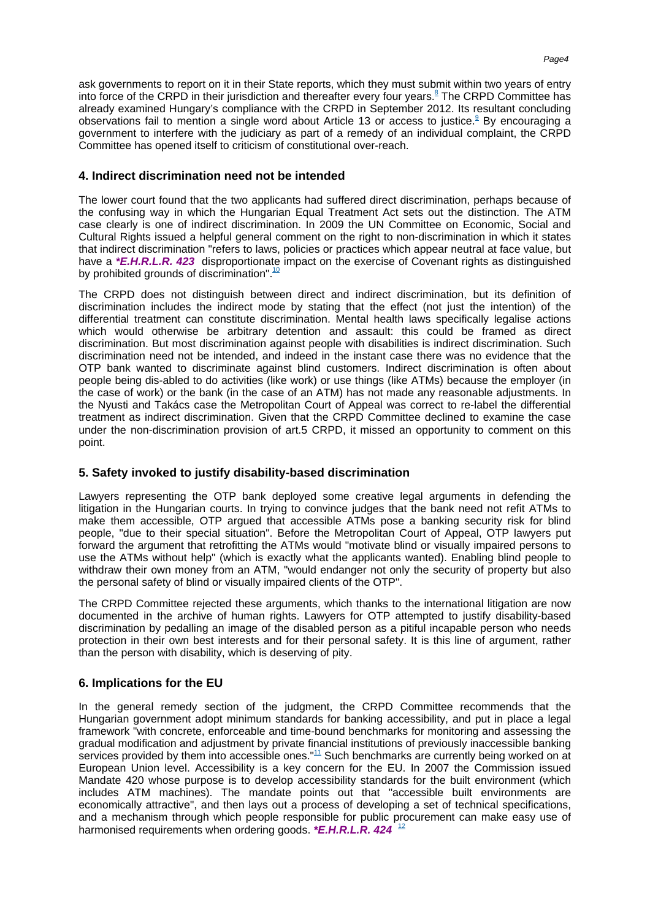ask governments to report on it in their State reports, which they must submit within two years of entry into force of the CRPD in their jurisdiction and thereafter every four years.[8] The CRPD Committee has already examined Hungary's compliance with the CRPD in September 2012. Its resultant concluding observations fail to mention a single word about Article 13 or access to justice.[9] By encouraging a government to interfere with the judiciary as part of a remedy of an individual complaint, the CRPD Committee has opened itself to criticism of constitutional over-reach.

## 4. Indirect discrimination need not be intended

The lower court found that the two applicants had suffered direct discrimination, perhaps because of the confusing way in which the Hungarian Equal Treatment Act sets out the distinction. The ATM case clearly is one of indirect discrimination. In 2009 the UN Committee on Economic, Social and Cultural Rights issued a helpful general comment on the right to non-discrimination in which it states that indirect discrimination "refers to laws, policies or practices which appear neutral at face value, but have a ***E.H.R.L.R. 423** disproportionate impact on the exercise of Covenant rights as distinguished by prohibited grounds of discrimination".[10]

The CRPD does not distinguish between direct and indirect discrimination, but its definition of discrimination includes the indirect mode by stating that the effect (not just the intention) of the differential treatment can constitute discrimination. Mental health laws specifically legalise actions which would otherwise be arbitrary detention and assault: this could be framed as direct discrimination. But most discrimination against people with disabilities is indirect discrimination. Such discrimination need not be intended, and indeed in the instant case there was no evidence that the OTP bank wanted to discriminate against blind customers. Indirect discrimination is often about people being dis-abled to do activities (like work) or use things (like ATMs) because the employer (in the case of work) or the bank (in the case of an ATM) has not made any reasonable adjustments. In the Nyusti and Takács case the Metropolitan Court of Appeal was correct to re-label the differential treatment as indirect discrimination. Given that the CRPD Committee declined to examine the case under the non-discrimination provision of art.5 CRPD, it missed an opportunity to comment on this point.

## 5. Safety invoked to justify disability-based discrimination

Lawyers representing the OTP bank deployed some creative legal arguments in defending the litigation in the Hungarian courts. In trying to convince judges that the bank need not refit ATMs to make them accessible, OTP argued that accessible ATMs pose a banking security risk for blind people, "due to their special situation". Before the Metropolitan Court of Appeal, OTP lawyers put forward the argument that retrofitting the ATMs would "motivate blind or visually impaired persons to use the ATMs without help" (which is exactly what the applicants wanted). Enabling blind people to withdraw their own money from an ATM, "would endanger not only the security of property but also the personal safety of blind or visually impaired clients of the OTP".

The CRPD Committee rejected these arguments, which thanks to the international litigation are now documented in the archive of human rights. Lawyers for OTP attempted to justify disability-based discrimination by pedalling an image of the disabled person as a pitiful incapable person who needs protection in their own best interests and for their personal safety. It is this line of argument, rather than the person with disability, which is deserving of pity.

## 6. Implications for the EU

In the general remedy section of the judgment, the CRPD Committee recommends that the Hungarian government adopt minimum standards for banking accessibility, and put in place a legal framework "with concrete, enforceable and time-bound benchmarks for monitoring and assessing the gradual modification and adjustment by private financial institutions of previously inaccessible banking services provided by them into accessible ones."[11] Such benchmarks are currently being worked on at European Union level. Accessibility is a key concern for the EU. In 2007 the Commission issued Mandate 420 whose purpose is to develop accessibility standards for the built environment (which includes ATM machines). The mandate points out that "accessible built environments are economically attractive", and then lays out a process of developing a set of technical specifications, and a mechanism through which people responsible for public procurement can make easy use of harmonised requirements when ordering goods. ***E.H.R.L.R. 424** [12]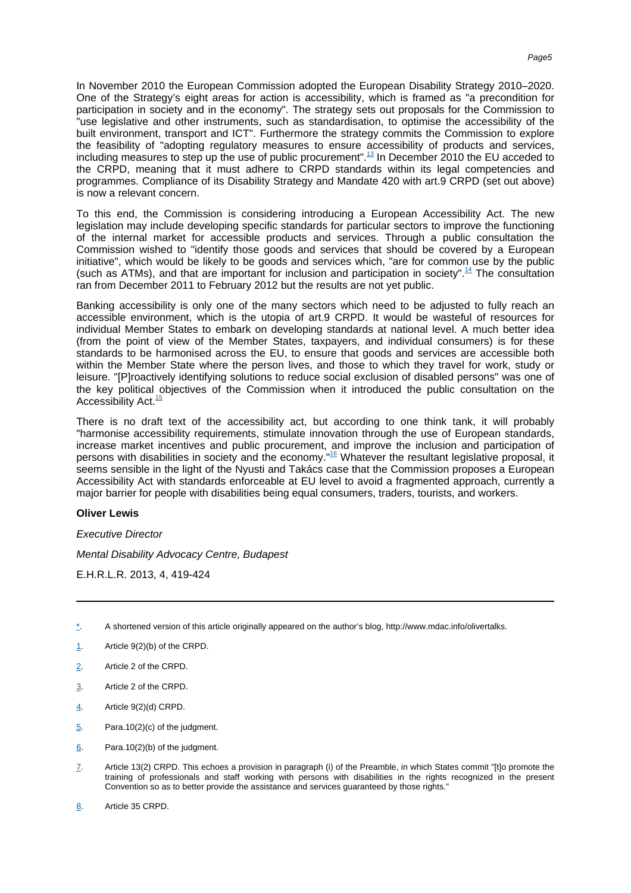In November 2010 the European Commission adopted the European Disability Strategy 2010–2020. One of the Strategy's eight areas for action is accessibility, which is framed as "a precondition for participation in society and in the economy". The strategy sets out proposals for the Commission to "use legislative and other instruments, such as standardisation, to optimise the accessibility of the built environment, transport and ICT". Furthermore the strategy commits the Commission to explore the feasibility of "adopting regulatory measures to ensure accessibility of products and services, including measures to step up the use of public procurement".[13] In December 2010 the EU acceded to the CRPD, meaning that it must adhere to CRPD standards within its legal competencies and programmes. Compliance of its Disability Strategy and Mandate 420 with art.9 CRPD (set out above) is now a relevant concern.

To this end, the Commission is considering introducing a European Accessibility Act. The new legislation may include developing specific standards for particular sectors to improve the functioning of the internal market for accessible products and services. Through a public consultation the Commission wished to "identify those goods and services that should be covered by a European initiative", which would be likely to be goods and services which, "are for common use by the public (such as ATMs), and that are important for inclusion and participation in society".[14] The consultation ran from December 2011 to February 2012 but the results are not yet public.

Banking accessibility is only one of the many sectors which need to be adjusted to fully reach an accessible environment, which is the utopia of art.9 CRPD. It would be wasteful of resources for individual Member States to embark on developing standards at national level. A much better idea (from the point of view of the Member States, taxpayers, and individual consumers) is for these standards to be harmonised across the EU, to ensure that goods and services are accessible both within the Member State where the person lives, and those to which they travel for work, study or leisure. "[P]roactively identifying solutions to reduce social exclusion of disabled persons" was one of the key political objectives of the Commission when it introduced the public consultation on the Accessibility Act.[15]

There is no draft text of the accessibility act, but according to one think tank, it will probably "harmonise accessibility requirements, stimulate innovation through the use of European standards, increase market incentives and public procurement, and improve the inclusion and participation of persons with disabilities in society and the economy."[16] Whatever the resultant legislative proposal, it seems sensible in the light of the Nyusti and Takács case that the Commission proposes a European Accessibility Act with standards enforceable at EU level to avoid a fragmented approach, currently a major barrier for people with disabilities being equal consumers, traders, tourists, and workers.

**Oliver Lewis**

*Executive Director*

*Mental Disability Advocacy Centre, Budapest*

E.H.R.L.R. 2013, 4, 419-424

---

*. A shortened version of this article originally appeared on the author's blog, http://www.mdac.info/olivertalks.

1. Article 9(2)(b) of the CRPD.

2. Article 2 of the CRPD.

3. Article 2 of the CRPD.

4. Article 9(2)(d) CRPD.

5. Para.10(2)(c) of the judgment.

6. Para.10(2)(b) of the judgment.

7. Article 13(2) CRPD. This echoes a provision in paragraph (i) of the Preamble, in which States commit "[t]o promote the training of professionals and staff working with persons with disabilities in the rights recognized in the present Convention so as to better provide the assistance and services guaranteed by those rights."

8. Article 35 CRPD.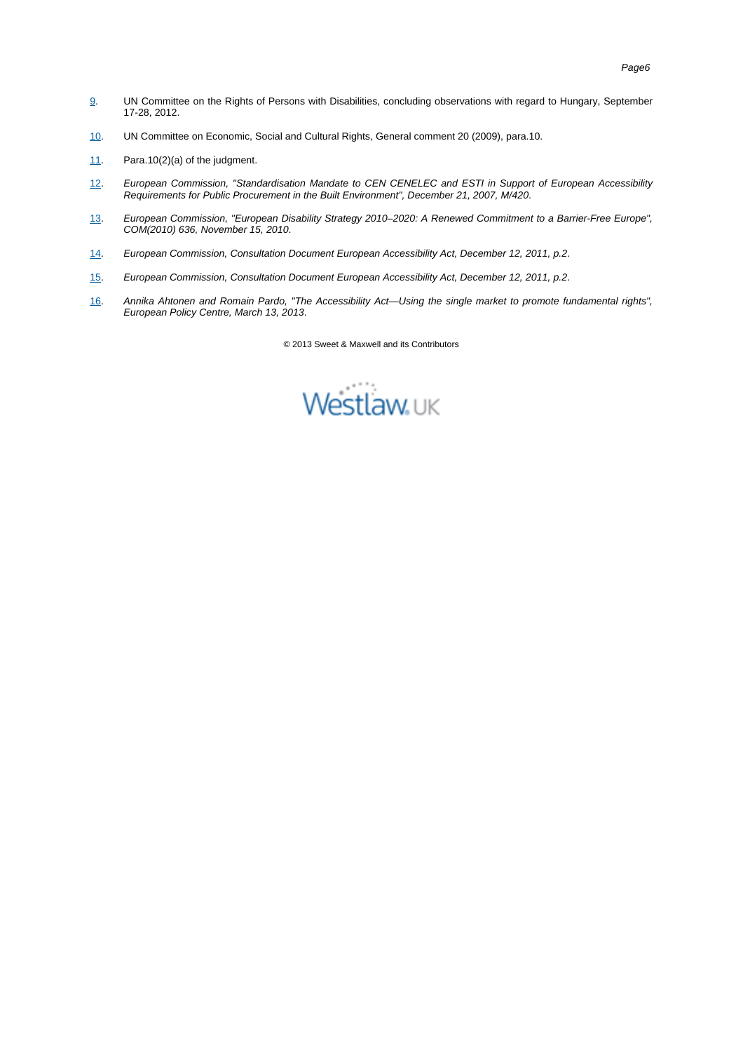9. UN Committee on the Rights of Persons with Disabilities, concluding observations with regard to Hungary, September 17-28, 2012.

10. UN Committee on Economic, Social and Cultural Rights, General comment 20 (2009), para.10.

11. Para.10(2)(a) of the judgment.

12. *European Commission, "Standardisation Mandate to CEN CENELEC and ESTI in Support of European Accessibility Requirements for Public Procurement in the Built Environment", December 21, 2007, M/420*.

13. *European Commission, "European Disability Strategy 2010–2020: A Renewed Commitment to a Barrier-Free Europe", COM(2010) 636, November 15, 2010*.

14. *European Commission, Consultation Document European Accessibility Act, December 12, 2011, p.2*.

15. *European Commission, Consultation Document European Accessibility Act, December 12, 2011, p.2*.

16. *Annika Ahtonen and Romain Pardo, "The Accessibility Act—Using the single market to promote fundamental rights", European Policy Centre, March 13, 2013*.

© 2013 Sweet & Maxwell and its Contributors